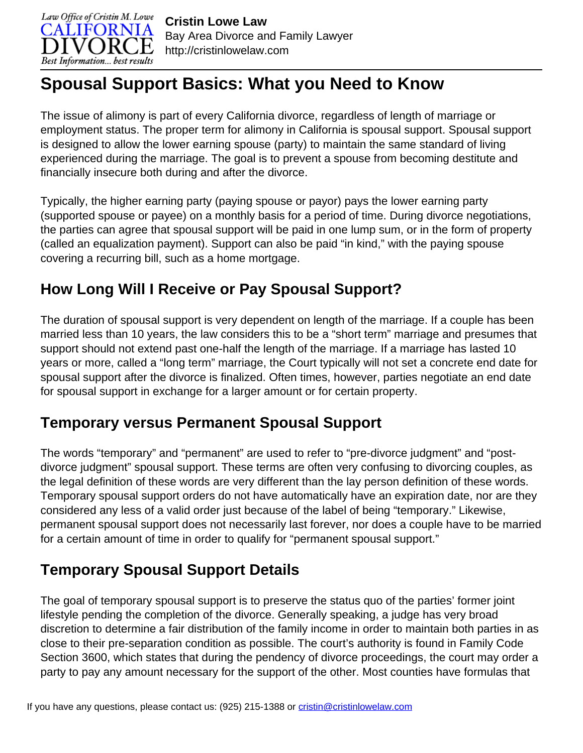# Spousal Support Basics: What you Need to Know

The issue of alimony is part of every California divorce, regardless of length of marriage or employment status. The proper term for alimony in California is spousal support. Spousal support is designed to allow the lower earning spouse (party) to maintain the same standard of living experienced during the marriage. The goal is to prevent a spouse from becoming destitute and financially insecure both during and after the divorce.

Typically, the higher earning party (paying spouse or payor) pays the lower earning party (supported spouse or payee) on a monthly basis for a period of time. During divorce negotiations, the parties can agree that spousal support will be paid in one lump sum, or in the form of property (called an equalization payment). Support can also be paid "in kind," with the paying spouse covering a recurring bill, such as a home mortgage.

## How Long Will I Receive or Pay Spousal Support?

The duration of spousal support is very dependent on length of the marriage. If a couple has been married less than 10 years, the law considers this to be a "short term" marriage and presumes that support should not extend past one-half the length of the marriage. If a marriage has lasted 10 years or more, called a "long term" marriage, the Court typically will not set a concrete end date for spousal support after the divorce is finalized. Often times, however, parties negotiate an end date for spousal support in exchange for a larger amount or for certain property.

## Temporary versus Permanent Spousal Support

The words "temporary" and "permanent" are used to refer to "pre-divorce judgment" and "post-divorce judgment" spousal support. These terms are often very confusing to divorcing couples, as the legal definition of these words are very different than the lay person definition of these words. Temporary spousal support orders do not have automatically have an expiration date, nor are they considered any less of a valid order just because of the label of being "temporary." Likewise, permanent spousal support does not necessarily last forever, nor does a couple have to be married for a certain amount of time in order to qualify for "permanent spousal support."

## Temporary Spousal Support Details

The goal of temporary spousal support is to preserve the status quo of the parties' former joint lifestyle pending the completion of the divorce. Generally speaking, a judge has very broad discretion to determine a fair distribution of the family income in order to maintain both parties in as close to their pre-separation condition as possible. The court's authority is found in Family Code Section 3600, which states that during the pendency of divorce proceedings, the court may order a party to pay any amount necessary for the support of the other. Most counties have formulas that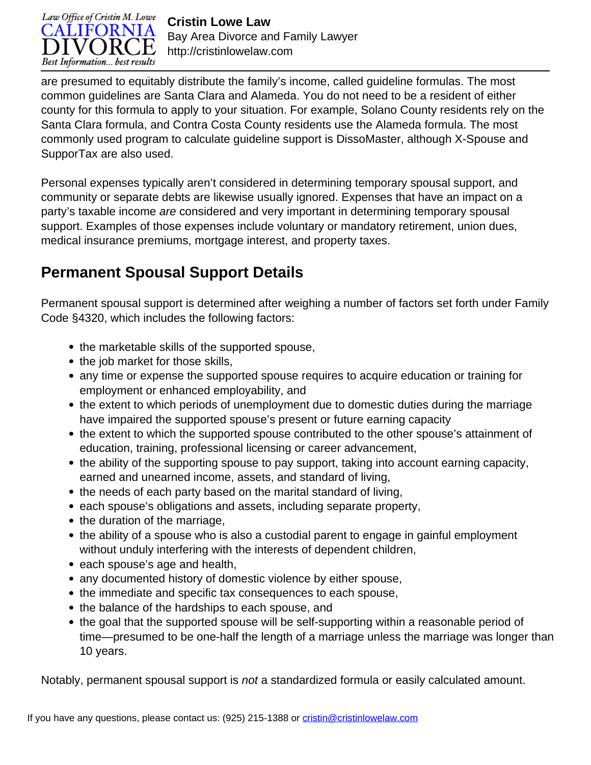are presumed to equitably distribute the family's income, called guideline formulas. The most common guidelines are Santa Clara and Alameda. You do not need to be a resident of either county for this formula to apply to your situation. For example, Solano County residents rely on the Santa Clara formula, and Contra Costa County residents use the Alameda formula. The most commonly used program to calculate guideline support is DissoMaster, although X-Spouse and SupporTax are also used.

Personal expenses typically aren't considered in determining temporary spousal support, and community or separate debts are likewise usually ignored. Expenses that have an impact on a party's taxable income *are* considered and very important in determining temporary spousal support. Examples of those expenses include voluntary or mandatory retirement, union dues, medical insurance premiums, mortgage interest, and property taxes.

## Permanent Spousal Support Details

Permanent spousal support is determined after weighing a number of factors set forth under Family Code §4320, which includes the following factors:

- the marketable skills of the supported spouse,
- the job market for those skills,
- any time or expense the supported spouse requires to acquire education or training for employment or enhanced employability, and
- the extent to which periods of unemployment due to domestic duties during the marriage have impaired the supported spouse's present or future earning capacity
- the extent to which the supported spouse contributed to the other spouse's attainment of education, training, professional licensing or career advancement,
- the ability of the supporting spouse to pay support, taking into account earning capacity, earned and unearned income, assets, and standard of living,
- the needs of each party based on the marital standard of living,
- each spouse's obligations and assets, including separate property,
- the duration of the marriage,
- the ability of a spouse who is also a custodial parent to engage in gainful employment without unduly interfering with the interests of dependent children,
- each spouse's age and health,
- any documented history of domestic violence by either spouse,
- the immediate and specific tax consequences to each spouse,
- the balance of the hardships to each spouse, and
- the goal that the supported spouse will be self-supporting within a reasonable period of time—presumed to be one-half the length of a marriage unless the marriage was longer than 10 years.

Notably, permanent spousal support is *not* a standardized formula or easily calculated amount.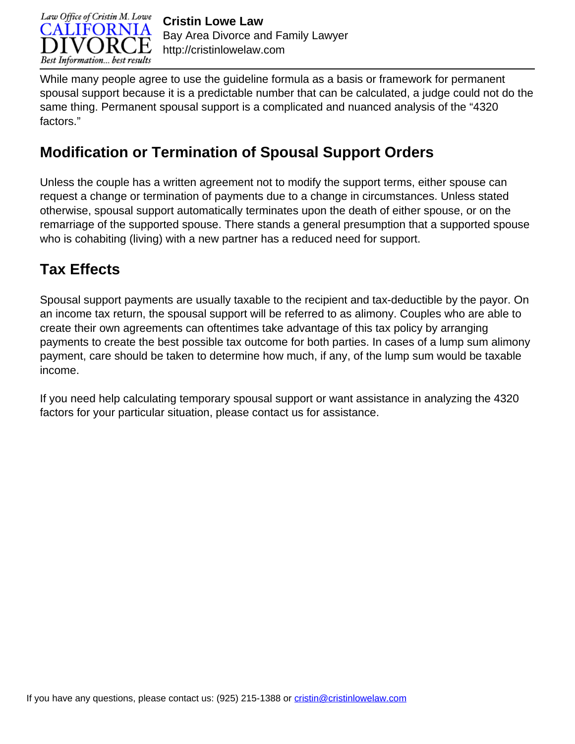While many people agree to use the guideline formula as a basis or framework for permanent spousal support because it is a predictable number that can be calculated, a judge could not do the same thing. Permanent spousal support is a complicated and nuanced analysis of the "4320 factors."

## Modification or Termination of Spousal Support Orders

Unless the couple has a written agreement not to modify the support terms, either spouse can request a change or termination of payments due to a change in circumstances. Unless stated otherwise, spousal support automatically terminates upon the death of either spouse, or on the remarriage of the supported spouse. There stands a general presumption that a supported spouse who is cohabiting (living) with a new partner has a reduced need for support.

## Tax Effects

Spousal support payments are usually taxable to the recipient and tax-deductible by the payor. On an income tax return, the spousal support will be referred to as alimony. Couples who are able to create their own agreements can oftentimes take advantage of this tax policy by arranging payments to create the best possible tax outcome for both parties. In cases of a lump sum alimony payment, care should be taken to determine how much, if any, of the lump sum would be taxable income.

If you need help calculating temporary spousal support or want assistance in analyzing the 4320 factors for your particular situation, please contact us for assistance.